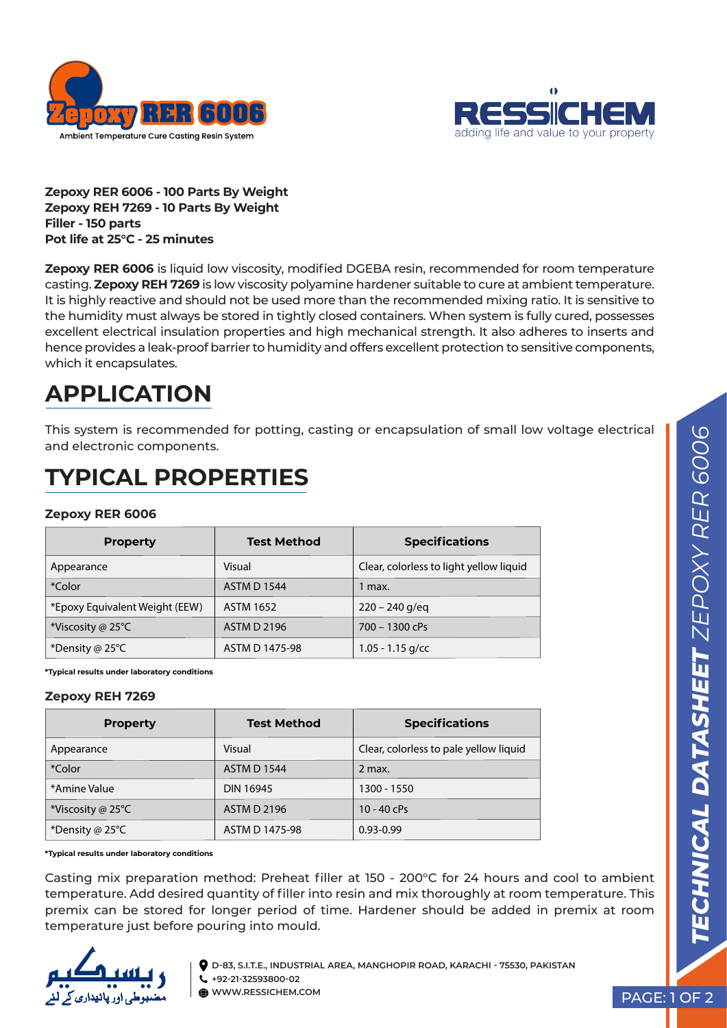Zepoxy RER 6006

Ambient Temperature Cure Casting Resin System

RESSICHEM

adding life and value to your property

**Zepoxy RER 6006 - 100 Parts By Weight**
**Zepoxy REH 7269 - 10 Parts By Weight**
**Filler - 150 parts**
**Pot life at 25°C - 25 minutes**

**Zepoxy RER 6006** is liquid low viscosity, modified DGEBA resin, recommended for room temperature casting. **Zepoxy REH 7269** is low viscosity polyamine hardener suitable to cure at ambient temperature. It is highly reactive and should not be used more than the recommended mixing ratio. It is sensitive to the humidity must always be stored in tightly closed containers. When system is fully cured, possesses excellent electrical insulation properties and high mechanical strength. It also adheres to inserts and hence provides a leak-proof barrier to humidity and offers excellent protection to sensitive components, which it encapsulates.

# APPLICATION

This system is recommended for potting, casting or encapsulation of small low voltage electrical and electronic components.

# TYPICAL PROPERTIES

### Zepoxy RER 6006

| Property | Test Method | Specifications |
|---|---|---|
| Appearance | Visual | Clear, colorless to light yellow liquid |
| *Color | ASTM D 1544 | 1 max. |
| *Epoxy Equivalent Weight (EEW) | ASTM 1652 | 220 – 240 g/eq |
| *Viscosity @ 25°C | ASTM D 2196 | 700 – 1300 cPs |
| *Density @ 25°C | ASTM D 1475-98 | 1.05 - 1.15 g/cc |

**\*Typical results under laboratory conditions**

### Zepoxy REH 7269

| Property | Test Method | Specifications |
|---|---|---|
| Appearance | Visual | Clear, colorless to pale yellow liquid |
| *Color | ASTM D 1544 | 2 max. |
| *Amine Value | DIN 16945 | 1300 - 1550 |
| *Viscosity @ 25°C | ASTM D 2196 | 10 - 40 cPs |
| *Density @ 25°C | ASTM D 1475-98 | 0.93-0.99 |

**\*Typical results under laboratory conditions**

Casting mix preparation method: Preheat filler at 150 - 200°C for 24 hours and cool to ambient temperature. Add desired quantity of filler into resin and mix thoroughly at room temperature. This premix can be stored for longer period of time. Hardener should be added in premix at room temperature just before pouring into mould.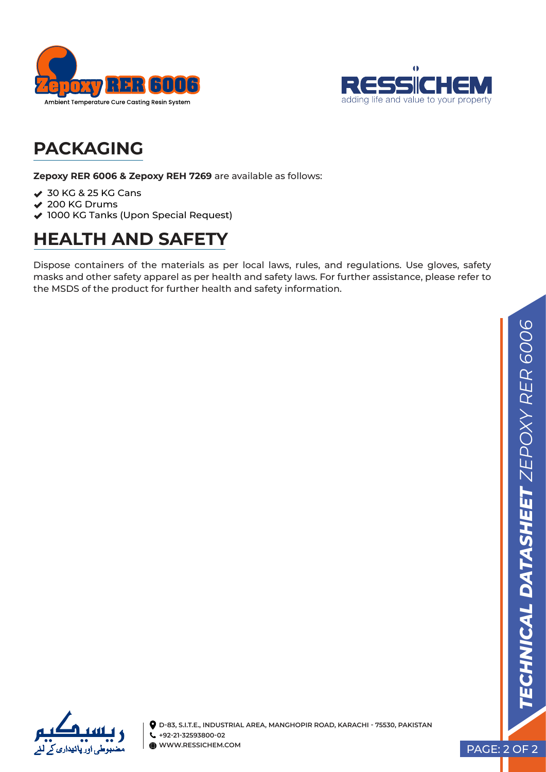## PACKAGING

**Zepoxy RER 6006 & Zepoxy REH 7269** are available as follows:

- 30 KG & 25 KG Cans
- 200 KG Drums
- 1000 KG Tanks (Upon Special Request)

## HEALTH AND SAFETY

Dispose containers of the materials as per local laws, rules, and regulations. Use gloves, safety masks and other safety apparel as per health and safety laws. For further assistance, please refer to the MSDS of the product for further health and safety information.